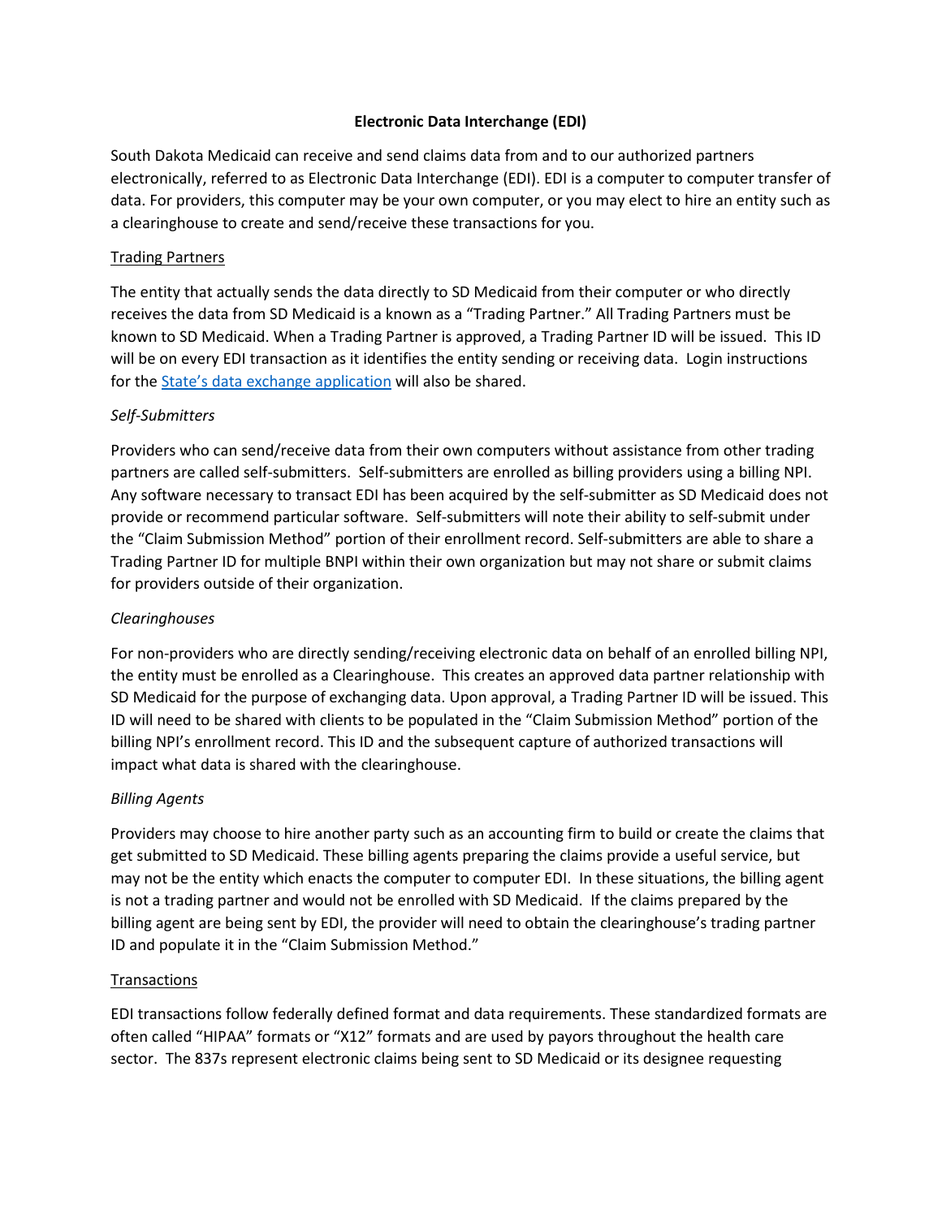# Electronic Data Interchange (EDI)

South Dakota Medicaid can receive and send claims data from and to our authorized partners electronically, referred to as Electronic Data Interchange (EDI). EDI is a computer to computer transfer of data. For providers, this computer may be your own computer, or you may elect to hire an entity such as a clearinghouse to create and send/receive these transactions for you.

## Trading Partners

The entity that actually sends the data directly to SD Medicaid from their computer or who directly receives the data from SD Medicaid is a known as a "Trading Partner." All Trading Partners must be known to SD Medicaid. When a Trading Partner is approved, a Trading Partner ID will be issued. This ID will be on every EDI transaction as it identifies the entity sending or receiving data. Login instructions for the [State's data exchange application]() will also be shared.

### *Self-Submitters*

Providers who can send/receive data from their own computers without assistance from other trading partners are called self-submitters. Self-submitters are enrolled as billing providers using a billing NPI. Any software necessary to transact EDI has been acquired by the self-submitter as SD Medicaid does not provide or recommend particular software. Self-submitters will note their ability to self-submit under the "Claim Submission Method" portion of their enrollment record. Self-submitters are able to share a Trading Partner ID for multiple BNPI within their own organization but may not share or submit claims for providers outside of their organization.

### *Clearinghouses*

For non-providers who are directly sending/receiving electronic data on behalf of an enrolled billing NPI, the entity must be enrolled as a Clearinghouse. This creates an approved data partner relationship with SD Medicaid for the purpose of exchanging data. Upon approval, a Trading Partner ID will be issued. This ID will need to be shared with clients to be populated in the "Claim Submission Method" portion of the billing NPI's enrollment record. This ID and the subsequent capture of authorized transactions will impact what data is shared with the clearinghouse.

### *Billing Agents*

Providers may choose to hire another party such as an accounting firm to build or create the claims that get submitted to SD Medicaid. These billing agents preparing the claims provide a useful service, but may not be the entity which enacts the computer to computer EDI. In these situations, the billing agent is not a trading partner and would not be enrolled with SD Medicaid. If the claims prepared by the billing agent are being sent by EDI, the provider will need to obtain the clearinghouse's trading partner ID and populate it in the "Claim Submission Method."

## Transactions

EDI transactions follow federally defined format and data requirements. These standardized formats are often called "HIPAA" formats or "X12" formats and are used by payors throughout the health care sector. The 837s represent electronic claims being sent to SD Medicaid or its designee requesting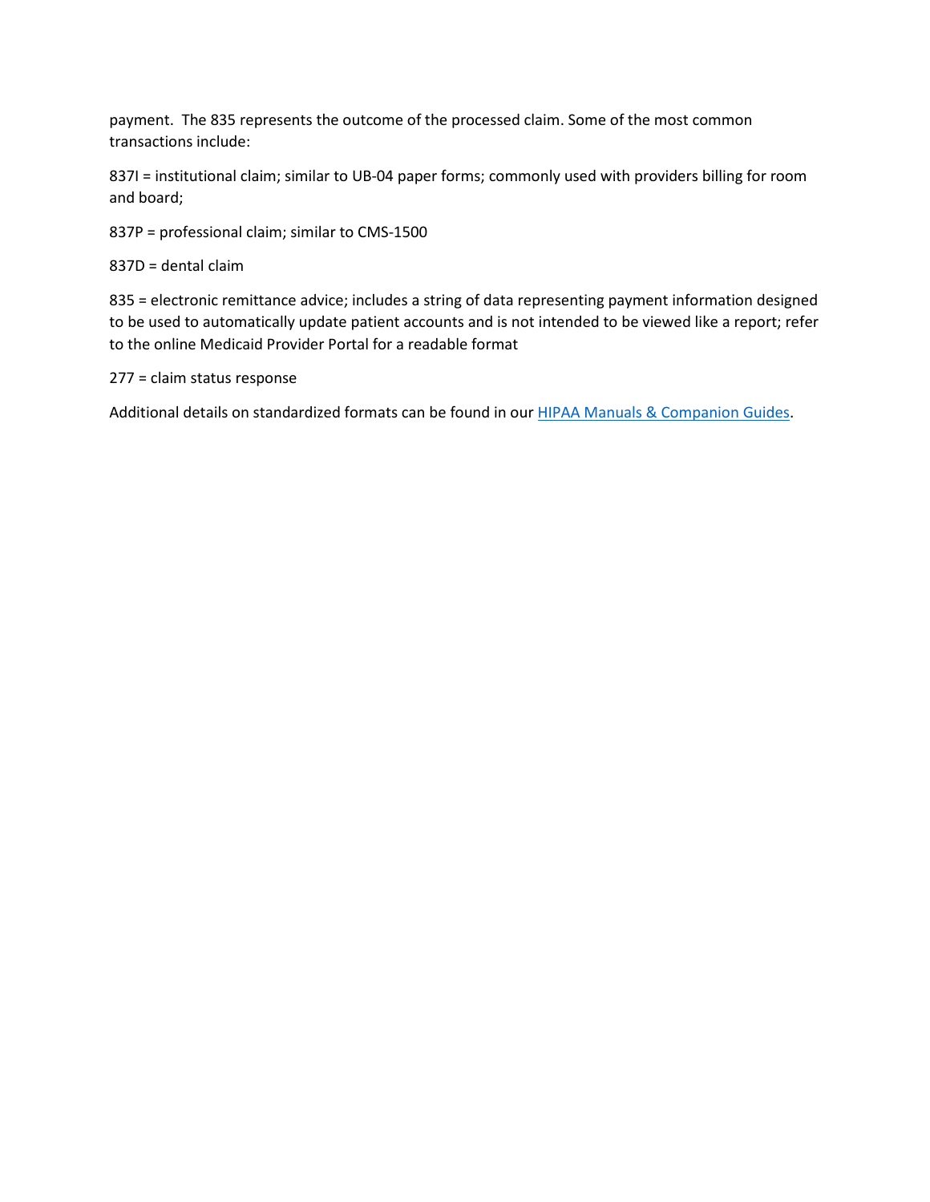payment. The 835 represents the outcome of the processed claim. Some of the most common transactions include:

837I = institutional claim; similar to UB-04 paper forms; commonly used with providers billing for room and board;

837P = professional claim; similar to CMS-1500

837D = dental claim

835 = electronic remittance advice; includes a string of data representing payment information designed to be used to automatically update patient accounts and is not intended to be viewed like a report; refer to the online Medicaid Provider Portal for a readable format

277 = claim status response

Additional details on standardized formats can be found in our [HIPAA Manuals & Companion Guides](#).